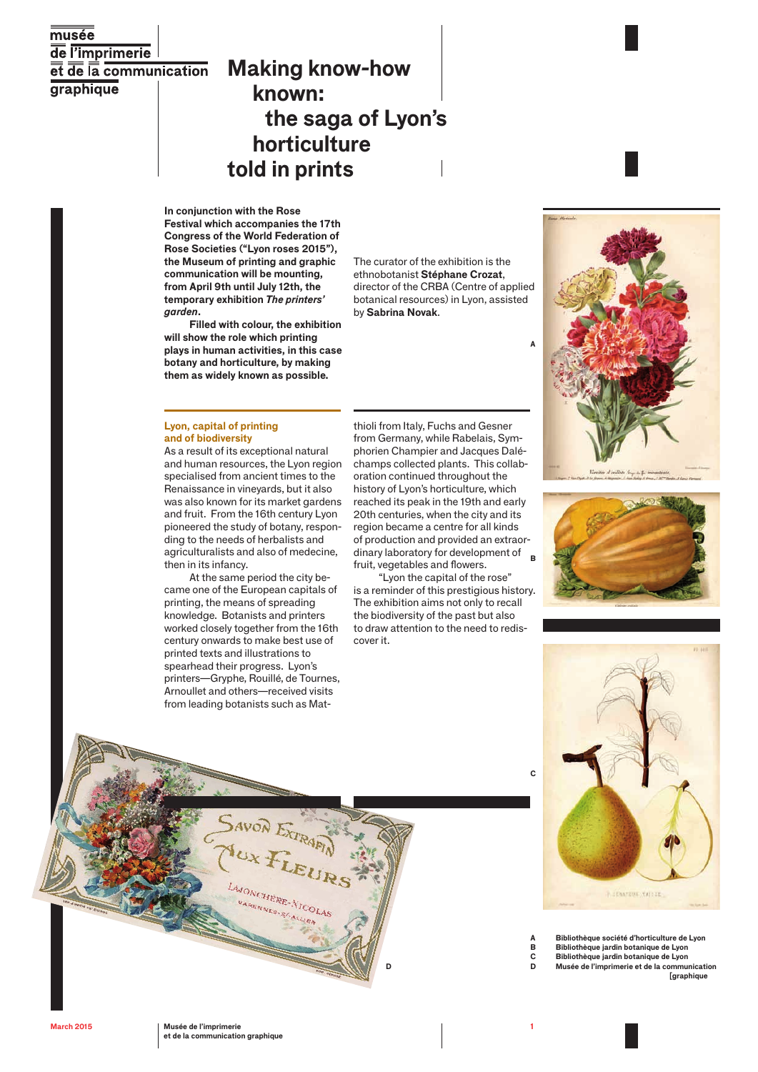musée de l'imprimerie et de la communication graphique

# Making know-how known: the saga of Lyon's horticulture told in prints

**In conjunction with the Rose Festival which accompanies the 17th Congress of the World Federation of Rose Societies ("Lyon roses 2015"), the Museum of printing and graphic communication will be mounting, from April 9th until July 12th, the temporary exhibition *The printers' garden*.**

**Filled with colour, the exhibition will show the role which printing plays in human activities, in this case botany and horticulture, by making them as widely known as possible.**

The curator of the exhibition is the ethnobotanist **Stéphane Crozat**, director of the CRBA (Centre of applied botanical resources) in Lyon, assisted by **Sabrina Novak**.

## Lyon, capital of printing and of biodiversity

As a result of its exceptional natural and human resources, the Lyon region specialised from ancient times to the Renaissance in vineyards, but it also was also known for its market gardens and fruit. From the 16th century Lyon pioneered the study of botany, responding to the needs of herbalists and agriculturalists and also of medecine, then in its infancy.

At the same period the city became one of the European capitals of printing, the means of spreading knowledge. Botanists and printers worked closely together from the 16th century onwards to make best use of printed texts and illustrations to spearhead their progress. Lyon's printers—Gryphe, Rouillé, de Tournes, Arnoullet and others—received visits from leading botanists such as Mattioli from Italy, Fuchs and Gesner from Germany, while Rabelais, Symphorien Champier and Jacques Daléchamps collected plants. This collaboration continued throughout the history of Lyon's horticulture, which reached its peak in the 19th and early 20th centuries, when the city and its region became a centre for all kinds of production and provided an extraordinary laboratory for development of fruit, vegetables and flowers.

"Lyon the capital of the rose" is a reminder of this prestigious history. The exhibition aims not only to recall the biodiversity of the past but also to draw attention to the need to rediscover it.

**A** Bibliothèque société d'horticulture de Lyon
**B** Bibliothèque jardin botanique de Lyon
**C** Bibliothèque jardin botanique de Lyon
**D** Musée de l'imprimerie et de la communication [graphique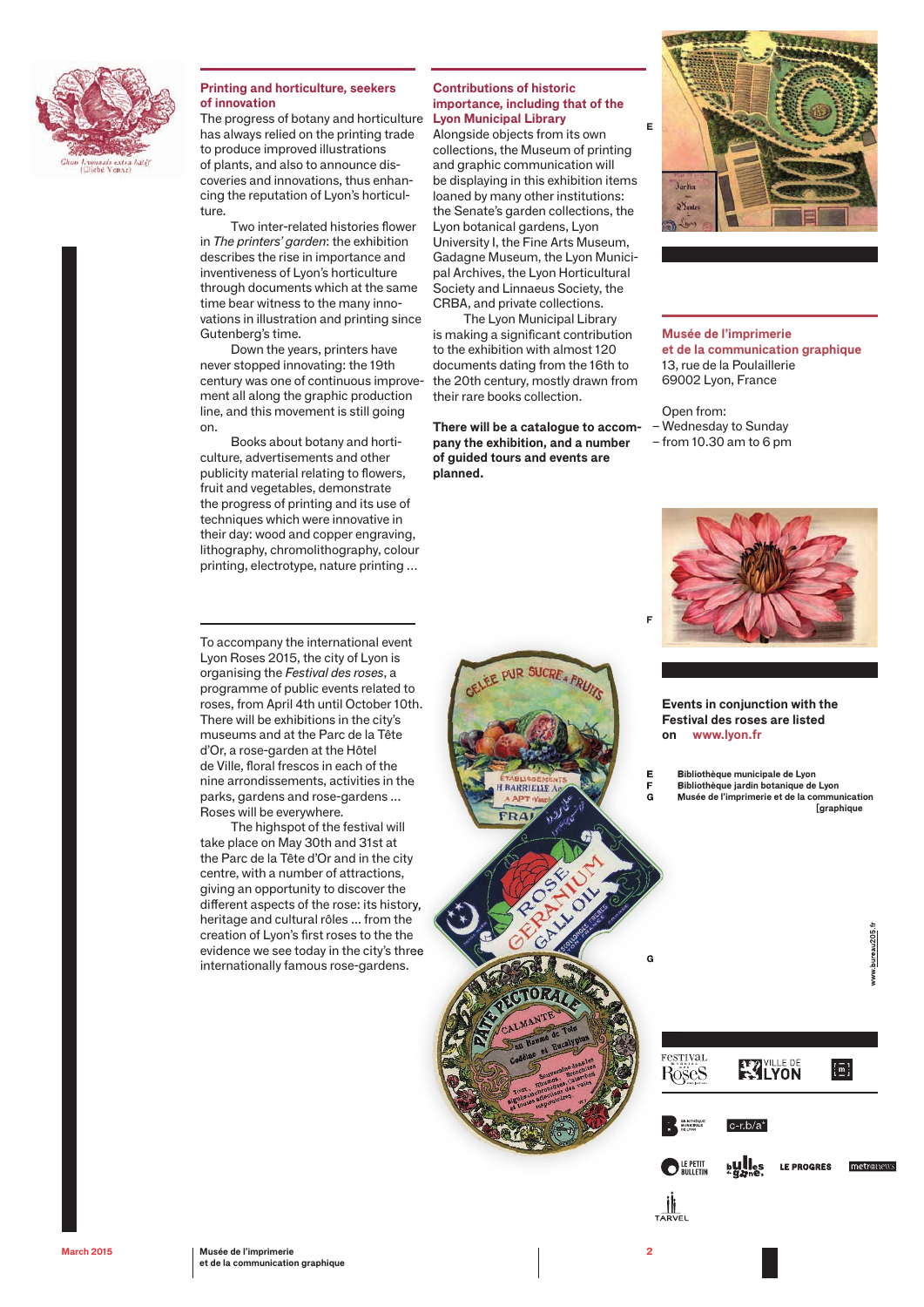Chou Lyonnais extra hâtif (Cliché Vomaz)

## Printing and horticulture, seekers of innovation

The progress of botany and horticulture has always relied on the printing trade to produce improved illustrations of plants, and also to announce discoveries and innovations, thus enhancing the reputation of Lyon's horticulture.

Two inter-related histories flower in *The printers' garden*: the exhibition describes the rise in importance and inventiveness of Lyon's horticulture through documents which at the same time bear witness to the many innovations in illustration and printing since Gutenberg's time.

Down the years, printers have never stopped innovating: the 19th century was one of continuous improvement all along the graphic production line, and this movement is still going on.

Books about botany and horticulture, advertisements and other publicity material relating to flowers, fruit and vegetables, demonstrate the progress of printing and its use of techniques which were innovative in their day: wood and copper engraving, lithography, chromolithography, colour printing, electrotype, nature printing …

## Contributions of historic importance, including that of the Lyon Municipal Library

Alongside objects from its own collections, the Museum of printing and graphic communication will be displaying in this exhibition items loaned by many other institutions: the Senate's garden collections, the Lyon botanical gardens, Lyon University I, the Fine Arts Museum, Gadagne Museum, the Lyon Municipal Archives, the Lyon Horticultural Society and Linnaeus Society, the CRBA, and private collections.

The Lyon Municipal Library is making a significant contribution to the exhibition with almost 120 documents dating from the 16th to the 20th century, mostly drawn from their rare books collection.

**There will be a catalogue to accompany the exhibition, and a number of guided tours and events are planned.**

E

**Musée de l'imprimerie et de la communication graphique**
13, rue de la Poulaillerie
69002 Lyon, France

Open from:
– Wednesday to Sunday
– from 10.30 am to 6 pm

F

To accompany the international event Lyon Roses 2015, the city of Lyon is organising the *Festival des roses*, a programme of public events related to roses, from April 4th until October 10th. There will be exhibitions in the city's museums and at the Parc de la Tête d'Or, a rose-garden at the Hôtel de Ville, floral frescos in each of the nine arrondissements, activities in the parks, gardens and rose-gardens … Roses will be everywhere.

The highspot of the festival will take place on May 30th and 31st at the Parc de la Tête d'Or in the city centre, with a number of attractions, giving an opportunity to discover the different aspects of the rose: its history, heritage and cultural rôles … from the creation of Lyon's first roses to the evidence we see today in the city's three internationally famous rose-gardens.

**Events in conjunction with the Festival des roses are listed on www.lyon.fr**

- **E** Bibliothèque municipale de Lyon
- **F** Bibliothèque jardin botanique de Lyon
- **G** Musée de l'imprimerie et de la communication graphique

G

www.bureau205.fr

Festival des Roses · Ville de Lyon · Bibliothèque municipale de Lyon · c-r.b/a · Le Petit Bulletin · Bulles de Gône · Le Progrès · metronews · Tarvel

March 2015 | Musée de l'imprimerie et de la communication graphique